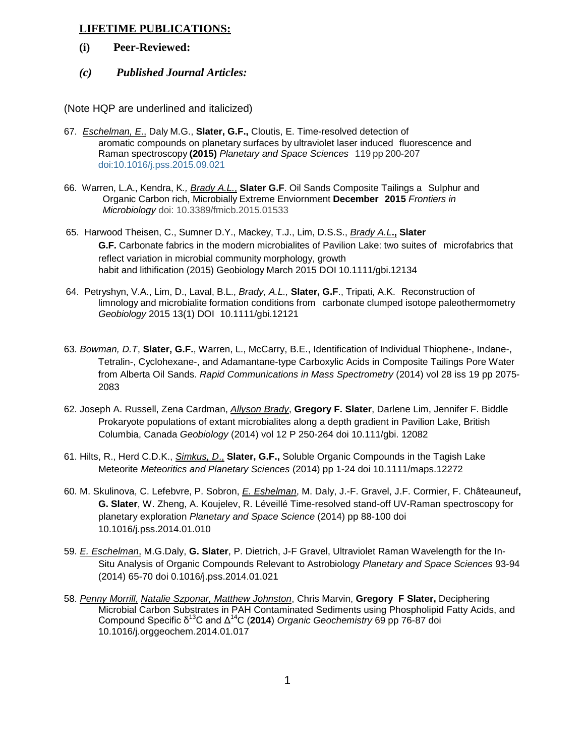## LIFETIME PUBLICATIONS:

### (i) Peer-Reviewed:

### *(c) Published Journal Articles:*

(Note HQP are underlined and italicized)

67. *<u>Eschelman, E.</u>*, Daly M.G., **Slater, G.F.,** Cloutis, E. Time-resolved detection of aromatic compounds on planetary surfaces by ultraviolet laser induced fluorescence and Raman spectroscopy **(2015)** *Planetary and Space Sciences* 119 pp 200-207 doi:10.1016/j.pss.2015.09.021

66. Warren, L.A., Kendra, K*., <u>Brady A.L.</u>,* **Slater G.F**. Oil Sands Composite Tailings a Sulphur and Organic Carbon rich, Microbially Extreme Enviornment **December 2015** *Frontiers in Microbiology* doi: 10.3389/fmicb.2015.01533

65. Harwood Theisen, C., Sumner D.Y., Mackey, T.J., Lim, D.S.S., *<u>Brady A.L</u>***., Slater G.F.** Carbonate fabrics in the modern microbialites of Pavilion Lake: two suites of microfabrics that reflect variation in microbial community morphology, growth habit and lithification (2015) Geobiology March 2015 DOI 10.1111/gbi.12134

64. Petryshyn, V.A., Lim, D., Laval, B.L., *Brady, A.L.,* **Slater, G.F**., Tripati, A.K. Reconstruction of limnology and microbialite formation conditions from carbonate clumped isotope paleothermometry *Geobiology* 2015 13(1) DOI 10.1111/gbi.12121

63. *Bowman, D.T*, **Slater, G.F.**, Warren, L., McCarry, B.E., Identification of Individual Thiophene-, Indane-, Tetralin-, Cyclohexane-, and Adamantane-type Carboxylic Acids in Composite Tailings Pore Water from Alberta Oil Sands. *Rapid Communications in Mass Spectrometry* (2014) vol 28 iss 19 pp 2075-2083

62. Joseph A. Russell, Zena Cardman, *<u>Allyson Brady</u>*, **Gregory F. Slater**, Darlene Lim, Jennifer F. Biddle Prokaryote populations of extant microbialites along a depth gradient in Pavilion Lake, British Columbia, Canada *Geobiology* (2014) vol 12 P 250-264 doi 10.111/gbi. 12082

61. Hilts, R., Herd C.D.K., *<u>Simkus, D.</u>*, **Slater, G.F.,** Soluble Organic Compounds in the Tagish Lake Meteorite *Meteoritics and Planetary Sciences* (2014) pp 1-24 doi 10.1111/maps.12272

60. M. Skulinova, C. Lefebvre, P. Sobron, *<u>E. Eshelman</u>*, M. Daly, J.-F. Gravel, J.F. Cormier, F. Châteauneuf**, G. Slater**, W. Zheng, A. Koujelev, R. Léveillé Time-resolved stand-off UV-Raman spectroscopy for planetary exploration *Planetary and Space Science* (2014) pp 88-100 doi 10.1016/j.pss.2014.01.010

59. *<u>E. Eschelman</u>*, M.G.Daly, **G. Slater**, P. Dietrich, J-F Gravel, Ultraviolet Raman Wavelength for the In-Situ Analysis of Organic Compounds Relevant to Astrobiology *Planetary and Space Sciences* 93-94 (2014) 65-70 doi 0.1016/j.pss.2014.01.021

58. *<u>Penny Morrill</u>*, *<u>Natalie Szponar, Matthew Johnston</u>*, Chris Marvin, **Gregory F Slater,** Deciphering Microbial Carbon Substrates in PAH Contaminated Sediments using Phospholipid Fatty Acids, and Compound Specific $\delta^{13}C$ and $\Delta^{14}C$ (**2014**) *Organic Geochemistry* 69 pp 76-87 doi 10.1016/j.orggeochem.2014.01.017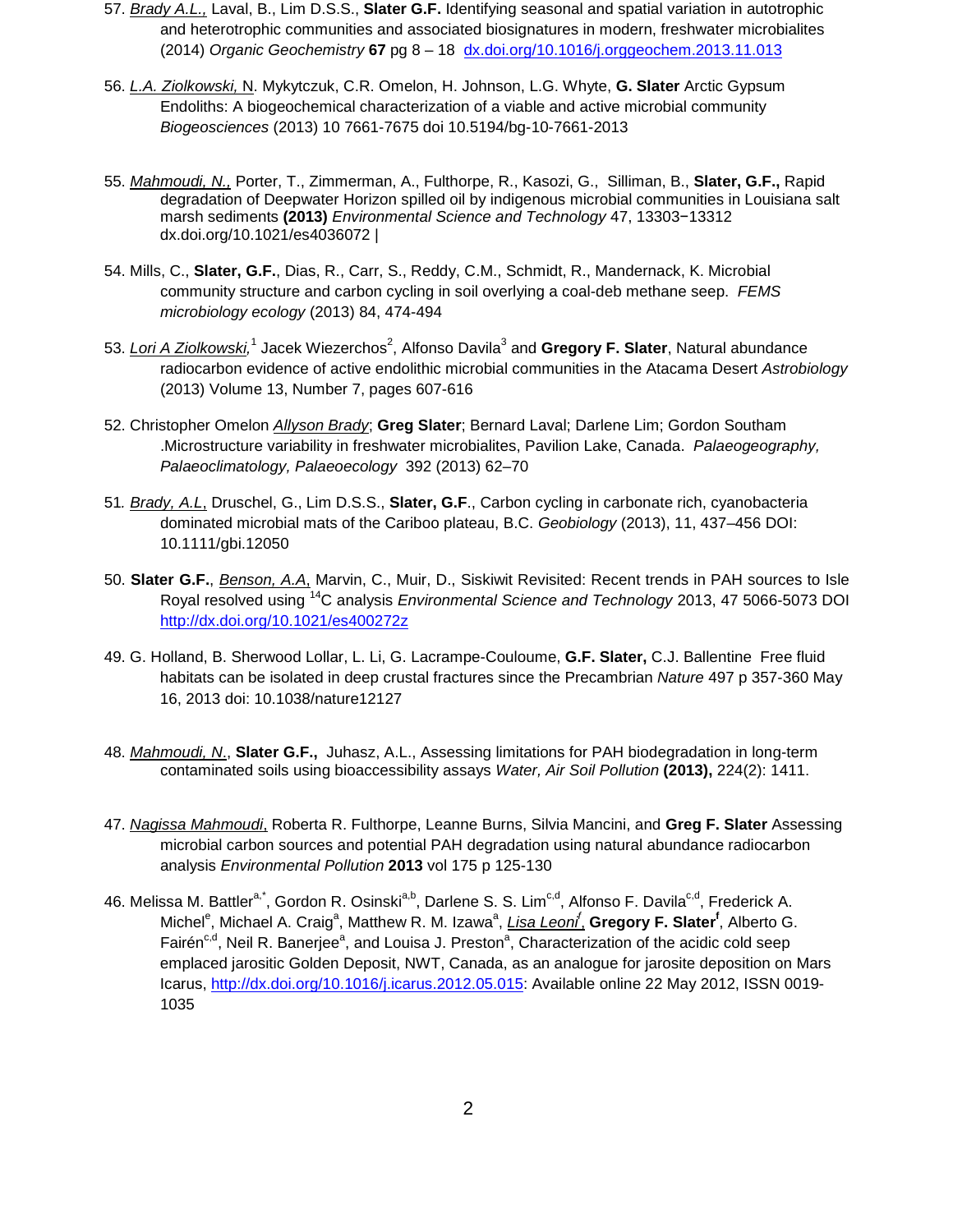57. *Brady A.L.,* Laval, B., Lim D.S.S., **Slater G.F.** Identifying seasonal and spatial variation in autotrophic and heterotrophic communities and associated biosignatures in modern, freshwater microbialites (2014) *Organic Geochemistry* **67** pg 8 – 18 dx.doi.org/10.1016/j.orggeochem.2013.11.013

56. *L.A. Ziolkowski,* N. Mykytczuk, C.R. Omelon, H. Johnson, L.G. Whyte, **G. Slater** Arctic Gypsum Endoliths: A biogeochemical characterization of a viable and active microbial community *Biogeosciences* (2013) 10 7661-7675 doi 10.5194/bg-10-7661-2013

55. *Mahmoudi, N.,* Porter, T., Zimmerman, A., Fulthorpe, R., Kasozi, G., Silliman, B., **Slater, G.F.,** Rapid degradation of Deepwater Horizon spilled oil by indigenous microbial communities in Louisiana salt marsh sediments **(2013)** *Environmental Science and Technology* 47, 13303−13312 dx.doi.org/10.1021/es4036072 |

54. Mills, C., **Slater, G.F.**, Dias, R., Carr, S., Reddy, C.M., Schmidt, R., Mandernack, K. Microbial community structure and carbon cycling in soil overlying a coal-deb methane seep. *FEMS microbiology ecology* (2013) 84, 474-494

53. *Lori A Ziolkowski,*[1] Jacek Wiezerchos[2], Alfonso Davila[3] and **Gregory F. Slater**, Natural abundance radiocarbon evidence of active endolithic microbial communities in the Atacama Desert *Astrobiology* (2013) Volume 13, Number 7, pages 607-616

52. Christopher Omelon *Allyson Brady*; **Greg Slater**; Bernard Laval; Darlene Lim; Gordon Southam .Microstructure variability in freshwater microbialites, Pavilion Lake, Canada. *Palaeogeography, Palaeoclimatology, Palaeoecology* 392 (2013) 62–70

51. *Brady, A.L,* Druschel, G., Lim D.S.S., **Slater, G.F**., Carbon cycling in carbonate rich, cyanobacteria dominated microbial mats of the Cariboo plateau, B.C. *Geobiology* (2013), 11, 437–456 DOI: 10.1111/gbi.12050

50. **Slater G.F.**, *Benson, A.A*, Marvin, C., Muir, D., Siskiwit Revisited: Recent trends in PAH sources to Isle Royal resolved using $^{14}C$ analysis *Environmental Science and Technology* 2013, 47 5066-5073 DOI http://dx.doi.org/10.1021/es400272z

49. G. Holland, B. Sherwood Lollar, L. Li, G. Lacrampe-Couloume, **G.F. Slater,** C.J. Ballentine Free fluid habitats can be isolated in deep crustal fractures since the Precambrian *Nature* 497 p 357-360 May 16, 2013 doi: 10.1038/nature12127

48. *Mahmoudi, N.*, **Slater G.F.,** Juhasz, A.L., Assessing limitations for PAH biodegradation in long-term contaminated soils using bioaccessibility assays *Water, Air Soil Pollution* **(2013),** 224(2): 1411.

47. *Nagissa Mahmoudi*, Roberta R. Fulthorpe, Leanne Burns, Silvia Mancini, and **Greg F. Slater** Assessing microbial carbon sources and potential PAH degradation using natural abundance radiocarbon analysis *Environmental Pollution* **2013** vol 175 p 125-130

46. Melissa M. Battler[a,*], Gordon R. Osinski[a,b], Darlene S. S. Lim[c,d], Alfonso F. Davila[c,d], Frederick A. Michel[e], Michael A. Craig[a], Matthew R. M. Izawa[a], *Lisa Leoni*[f], **Gregory F. Slater**[f], Alberto G. Fairén[c,d], Neil R. Banerjee[a], and Louisa J. Preston[a], Characterization of the acidic cold seep emplaced jarositic Golden Deposit, NWT, Canada, as an analogue for jarosite deposition on Mars Icarus, http://dx.doi.org/10.1016/j.icarus.2012.05.015: Available online 22 May 2012, ISSN 0019-1035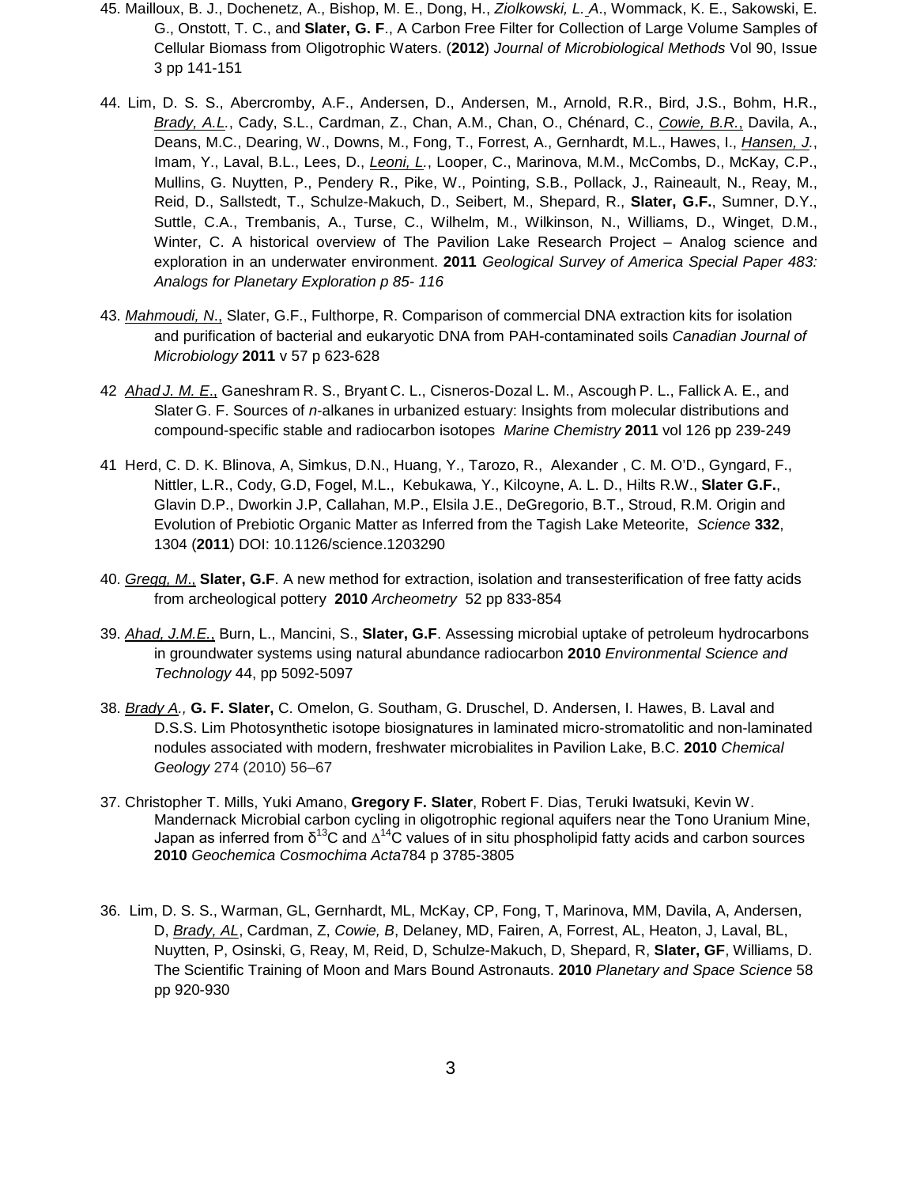45. Mailloux, B. J., Dochenetz, A., Bishop, M. E., Dong, H., *Ziolkowski, L. A*., Wommack, K. E., Sakowski, E. G., Onstott, T. C., and **Slater, G. F**., A Carbon Free Filter for Collection of Large Volume Samples of Cellular Biomass from Oligotrophic Waters. (**2012**) *Journal of Microbiological Methods* Vol 90, Issue 3 pp 141-151

44. Lim, D. S. S., Abercromby, A.F., Andersen, D., Andersen, M., Arnold, R.R., Bird, J.S., Bohm, H.R., *Brady, A.L.*, Cady, S.L., Cardman, Z., Chan, A.M., Chan, O., Chénard, C., *Cowie, B.R.*, Davila, A., Deans, M.C., Dearing, W., Downs, M., Fong, T., Forrest, A., Gernhardt, M.L., Hawes, I., *Hansen, J.*, Imam, Y., Laval, B.L., Lees, D., *Leoni, L.*, Looper, C., Marinova, M.M., McCombs, D., McKay, C.P., Mullins, G. Nuytten, P., Pendery R., Pike, W., Pointing, S.B., Pollack, J., Raineault, N., Reay, M., Reid, D., Sallstedt, T., Schulze-Makuch, D., Seibert, M., Shepard, R., **Slater, G.F.**, Sumner, D.Y., Suttle, C.A., Trembanis, A., Turse, C., Wilhelm, M., Wilkinson, N., Williams, D., Winget, D.M., Winter, C. A historical overview of The Pavilion Lake Research Project – Analog science and exploration in an underwater environment. **2011** *Geological Survey of America Special Paper 483: Analogs for Planetary Exploration p 85- 116*

43. *Mahmoudi, N.*, Slater, G.F., Fulthorpe, R. Comparison of commercial DNA extraction kits for isolation and purification of bacterial and eukaryotic DNA from PAH-contaminated soils *Canadian Journal of Microbiology* **2011** v 57 p 623-628

42 *Ahad J. M. E.*, Ganeshram R. S., Bryant C. L., Cisneros-Dozal L. M., Ascough P. L., Fallick A. E., and Slater G. F. Sources of *n*-alkanes in urbanized estuary: Insights from molecular distributions and compound-specific stable and radiocarbon isotopes *Marine Chemistry* **2011** vol 126 pp 239-249

41 Herd, C. D. K. Blinova, A, Simkus, D.N., Huang, Y., Tarozo, R., Alexander , C. M. O'D., Gyngard, F., Nittler, L.R., Cody, G.D, Fogel, M.L., Kebukawa, Y., Kilcoyne, A. L. D., Hilts R.W., **Slater G.F.**, Glavin D.P., Dworkin J.P, Callahan, M.P., Elsila J.E., DeGregorio, B.T., Stroud, R.M. Origin and Evolution of Prebiotic Organic Matter as Inferred from the Tagish Lake Meteorite, *Science* **332**, 1304 (**2011**) DOI: 10.1126/science.1203290

40. *Gregg, M.*, **Slater, G.F**. A new method for extraction, isolation and transesterification of free fatty acids from archeological pottery **2010** *Archeometry* 52 pp 833-854

39. *Ahad, J.M.E.*, Burn, L., Mancini, S., **Slater, G.F**. Assessing microbial uptake of petroleum hydrocarbons in groundwater systems using natural abundance radiocarbon **2010** *Environmental Science and Technology* 44, pp 5092-5097

38. *Brady A.,* **G. F. Slater,** C. Omelon, G. Southam, G. Druschel, D. Andersen, I. Hawes, B. Laval and D.S.S. Lim Photosynthetic isotope biosignatures in laminated micro-stromatolitic and non-laminated nodules associated with modern, freshwater microbialites in Pavilion Lake, B.C. **2010** *Chemical Geology* 274 (2010) 56–67

37. Christopher T. Mills, Yuki Amano, **Gregory F. Slater**, Robert F. Dias, Teruki Iwatsuki, Kevin W. Mandernack Microbial carbon cycling in oligotrophic regional aquifers near the Tono Uranium Mine, Japan as inferred from $\delta^{13}C$ and $\Delta^{14}C$ values of in situ phospholipid fatty acids and carbon sources **2010** *Geochemica Cosmochima Acta*784 p 3785-3805

36. Lim, D. S. S., Warman, GL, Gernhardt, ML, McKay, CP, Fong, T, Marinova, MM, Davila, A, Andersen, D, *Brady, AL*, Cardman, Z, *Cowie, B*, Delaney, MD, Fairen, A, Forrest, AL, Heaton, J, Laval, BL, Nuytten, P, Osinski, G, Reay, M, Reid, D, Schulze-Makuch, D, Shepard, R, **Slater, GF**, Williams, D. The Scientific Training of Moon and Mars Bound Astronauts. **2010** *Planetary and Space Science* 58 pp 920-930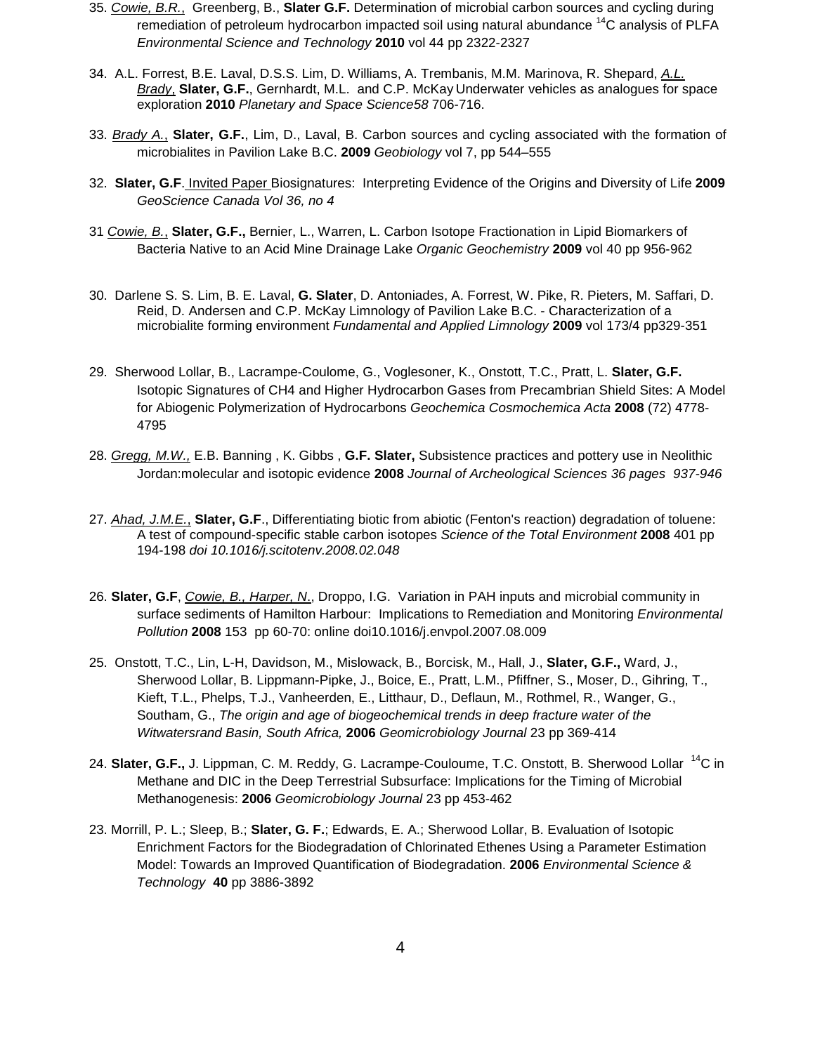35. _Cowie, B.R.,_ Greenberg, B., **Slater G.F.** Determination of microbial carbon sources and cycling during remediation of petroleum hydrocarbon impacted soil using natural abundance $^{14}$C analysis of PLFA *Environmental Science and Technology* **2010** vol 44 pp 2322-2327

34. A.L. Forrest, B.E. Laval, D.S.S. Lim, D. Williams, A. Trembanis, M.M. Marinova, R. Shepard, _A.L. Brady_, **Slater, G.F.**, Gernhardt, M.L. and C.P. McKay Underwater vehicles as analogues for space exploration **2010** *Planetary and Space Science58* 706-716.

33. _Brady A._, **Slater, G.F.**, Lim, D., Laval, B. Carbon sources and cycling associated with the formation of microbialites in Pavilion Lake B.C. **2009** *Geobiology* vol 7, pp 544–555

32. **Slater, G.F**. Invited Paper Biosignatures: Interpreting Evidence of the Origins and Diversity of Life **2009** *GeoScience Canada Vol 36, no 4*

31 _Cowie, B._, **Slater, G.F.,** Bernier, L., Warren, L. Carbon Isotope Fractionation in Lipid Biomarkers of Bacteria Native to an Acid Mine Drainage Lake *Organic Geochemistry* **2009** vol 40 pp 956-962

30. Darlene S. S. Lim, B. E. Laval, **G. Slater**, D. Antoniades, A. Forrest, W. Pike, R. Pieters, M. Saffari, D. Reid, D. Andersen and C.P. McKay Limnology of Pavilion Lake B.C. - Characterization of a microbialite forming environment *Fundamental and Applied Limnology* **2009** vol 173/4 pp329-351

29. Sherwood Lollar, B., Lacrampe-Coulome, G., Voglesoner, K., Onstott, T.C., Pratt, L. **Slater, G.F.** Isotopic Signatures of CH4 and Higher Hydrocarbon Gases from Precambrian Shield Sites: A Model for Abiogenic Polymerization of Hydrocarbons *Geochemica Cosmochemica Acta* **2008** (72) 4778-4795

28. _Gregg, M.W.,_ E.B. Banning , K. Gibbs , **G.F. Slater,** Subsistence practices and pottery use in Neolithic Jordan:molecular and isotopic evidence **2008** *Journal of Archeological Sciences 36 pages 937-946*

27. _Ahad, J.M.E._, **Slater, G.F**., Differentiating biotic from abiotic (Fenton's reaction) degradation of toluene: A test of compound-specific stable carbon isotopes *Science of the Total Environment* **2008** 401 pp 194-198 *doi 10.1016/j.scitotenv.2008.02.048*

26. **Slater, G.F**, _Cowie, B., Harper, N._, Droppo, I.G. Variation in PAH inputs and microbial community in surface sediments of Hamilton Harbour: Implications to Remediation and Monitoring *Environmental Pollution* **2008** 153 pp 60-70: online doi10.1016/j.envpol.2007.08.009

25. Onstott, T.C., Lin, L-H, Davidson, M., Mislowack, B., Borcisk, M., Hall, J., **Slater, G.F.,** Ward, J., Sherwood Lollar, B. Lippmann-Pipke, J., Boice, E., Pratt, L.M., Pfiffner, S., Moser, D., Gihring, T., Kieft, T.L., Phelps, T.J., Vanheerden, E., Litthaur, D., Deflaun, M., Rothmel, R., Wanger, G., Southam, G., *The origin and age of biogeochemical trends in deep fracture water of the Witwatersrand Basin, South Africa,* **2006** *Geomicrobiology Journal* 23 pp 369-414

24. **Slater, G.F.,** J. Lippman, C. M. Reddy, G. Lacrampe-Couloume, T.C. Onstott, B. Sherwood Lollar $^{14}$C in Methane and DIC in the Deep Terrestrial Subsurface: Implications for the Timing of Microbial Methanogenesis: **2006** *Geomicrobiology Journal* 23 pp 453-462

23. Morrill, P. L.; Sleep, B.; **Slater, G. F.**; Edwards, E. A.; Sherwood Lollar, B. Evaluation of Isotopic Enrichment Factors for the Biodegradation of Chlorinated Ethenes Using a Parameter Estimation Model: Towards an Improved Quantification of Biodegradation. **2006** *Environmental Science & Technology* **40** pp 3886-3892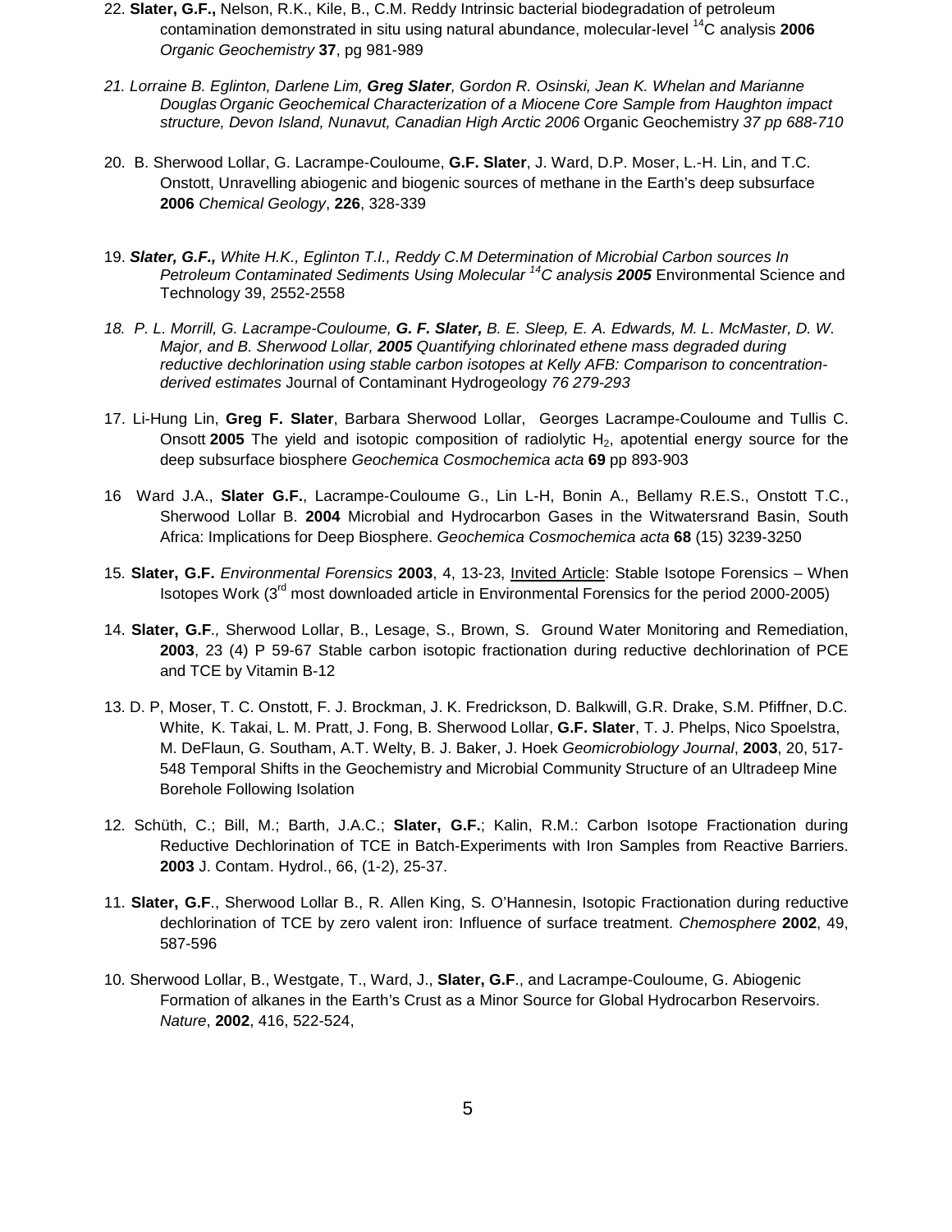22. **Slater, G.F.,** Nelson, R.K., Kile, B., C.M. Reddy Intrinsic bacterial biodegradation of petroleum contamination demonstrated in situ using natural abundance, molecular-level $^{14}$C analysis **2006** *Organic Geochemistry* **37**, pg 981-989

*21. Lorraine B. Eglinton, Darlene Lim, **Greg Slater**, Gordon R. Osinski, Jean K. Whelan and Marianne Douglas Organic Geochemical Characterization of a Miocene Core Sample from Haughton impact structure, Devon Island, Nunavut, Canadian High Arctic 2006* Organic Geochemistry *37 pp 688-710*

20. B. Sherwood Lollar, G. Lacrampe-Couloume, **G.F. Slater**, J. Ward, D.P. Moser, L.-H. Lin, and T.C. Onstott, Unravelling abiogenic and biogenic sources of methane in the Earth's deep subsurface **2006** *Chemical Geology*, **226**, 328-339

19. ***Slater, G.F.,** White H.K., Eglinton T.I., Reddy C.M Determination of Microbial Carbon sources In Petroleum Contaminated Sediments Using Molecular $^{14}$C analysis **2005*** Environmental Science and Technology 39, 2552-2558

*18. P. L. Morrill, G. Lacrampe-Couloume, **G. F. Slater,** B. E. Sleep, E. A. Edwards, M. L. McMaster, D. W. Major, and B. Sherwood Lollar, **2005** Quantifying chlorinated ethene mass degraded during reductive dechlorination using stable carbon isotopes at Kelly AFB: Comparison to concentration-derived estimates* Journal of Contaminant Hydrogeology *76 279-293*

17. Li-Hung Lin, **Greg F. Slater**, Barbara Sherwood Lollar, Georges Lacrampe-Couloume and Tullis C. Onsott **2005** The yield and isotopic composition of radiolytic $H_2$, apotential energy source for the deep subsurface biosphere *Geochemica Cosmochemica acta* **69** pp 893-903

16 Ward J.A., **Slater G.F.**, Lacrampe-Couloume G., Lin L-H, Bonin A., Bellamy R.E.S., Onstott T.C., Sherwood Lollar B. **2004** Microbial and Hydrocarbon Gases in the Witwatersrand Basin, South Africa: Implications for Deep Biosphere. *Geochemica Cosmochemica acta* **68** (15) 3239-3250

15. **Slater, G.F.** *Environmental Forensics* **2003**, 4, 13-23, Invited Article: Stable Isotope Forensics – When Isotopes Work (3rd most downloaded article in Environmental Forensics for the period 2000-2005)

14. **Slater, G.F***.,* Sherwood Lollar, B., Lesage, S., Brown, S. Ground Water Monitoring and Remediation, **2003**, 23 (4) P 59-67 Stable carbon isotopic fractionation during reductive dechlorination of PCE and TCE by Vitamin B-12

13. D. P, Moser, T. C. Onstott, F. J. Brockman, J. K. Fredrickson, D. Balkwill, G.R. Drake, S.M. Pfiffner, D.C. White, K. Takai, L. M. Pratt, J. Fong, B. Sherwood Lollar, **G.F. Slater**, T. J. Phelps, Nico Spoelstra, M. DeFlaun, G. Southam, A.T. Welty, B. J. Baker, J. Hoek *Geomicrobiology Journal*, **2003**, 20, 517-548 Temporal Shifts in the Geochemistry and Microbial Community Structure of an Ultradeep Mine Borehole Following Isolation

12. Schüth, C.; Bill, M.; Barth, J.A.C.; **Slater, G.F.**; Kalin, R.M.: Carbon Isotope Fractionation during Reductive Dechlorination of TCE in Batch-Experiments with Iron Samples from Reactive Barriers. **2003** J. Contam. Hydrol., 66, (1-2), 25-37.

11. **Slater, G.F**., Sherwood Lollar B., R. Allen King, S. O'Hannesin, Isotopic Fractionation during reductive dechlorination of TCE by zero valent iron: Influence of surface treatment. *Chemosphere* **2002**, 49, 587-596

10. Sherwood Lollar, B., Westgate, T., Ward, J., **Slater, G.F**., and Lacrampe-Couloume, G. Abiogenic Formation of alkanes in the Earth's Crust as a Minor Source for Global Hydrocarbon Reservoirs. *Nature*, **2002**, 416, 522-524,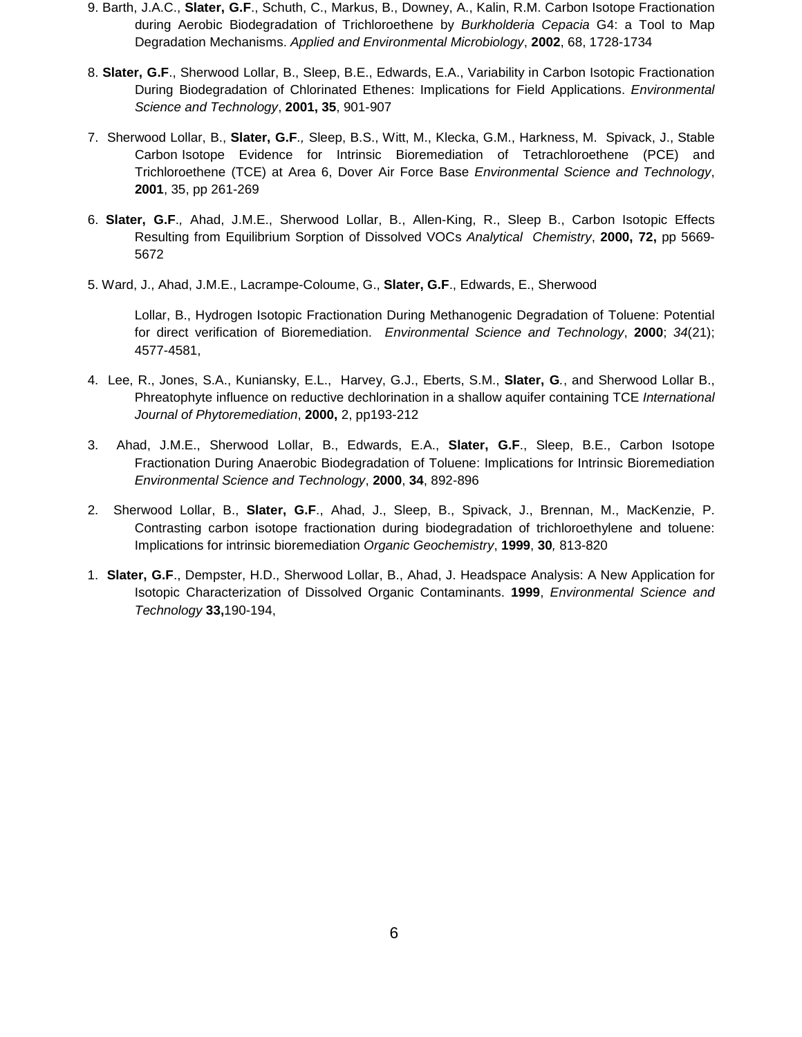9. Barth, J.A.C., **Slater, G.F**., Schuth, C., Markus, B., Downey, A., Kalin, R.M. Carbon Isotope Fractionation during Aerobic Biodegradation of Trichloroethene by *Burkholderia Cepacia* G4: a Tool to Map Degradation Mechanisms. *Applied and Environmental Microbiology*, **2002**, 68, 1728-1734

8. **Slater, G.F**., Sherwood Lollar, B., Sleep, B.E., Edwards, E.A., Variability in Carbon Isotopic Fractionation During Biodegradation of Chlorinated Ethenes: Implications for Field Applications. *Environmental Science and Technology*, **2001, 35**, 901-907

7. Sherwood Lollar, B., **Slater, G.F**.*,* Sleep, B.S., Witt, M., Klecka, G.M., Harkness, M. Spivack, J., Stable Carbon Isotope Evidence for Intrinsic Bioremediation of Tetrachloroethene (PCE) and Trichloroethene (TCE) at Area 6, Dover Air Force Base *Environmental Science and Technology*, **2001**, 35, pp 261-269

6. **Slater, G.F**.*,* Ahad, J.M.E., Sherwood Lollar, B., Allen-King, R., Sleep B., Carbon Isotopic Effects Resulting from Equilibrium Sorption of Dissolved VOCs *Analytical Chemistry*, **2000, 72,** pp 5669-5672

5. Ward, J., Ahad, J.M.E., Lacrampe-Coloume, G., **Slater, G.F**., Edwards, E., Sherwood Lollar, B., Hydrogen Isotopic Fractionation During Methanogenic Degradation of Toluene: Potential for direct verification of Bioremediation. *Environmental Science and Technology*, **2000**; *34*(21); 4577-4581,

4. Lee, R., Jones, S.A., Kuniansky, E.L., Harvey, G.J., Eberts, S.M., **Slater, G**., and Sherwood Lollar B., Phreatophyte influence on reductive dechlorination in a shallow aquifer containing TCE *International Journal of Phytoremediation*, **2000,** 2, pp193-212

3. Ahad, J.M.E., Sherwood Lollar, B., Edwards, E.A., **Slater, G.F**., Sleep, B.E., Carbon Isotope Fractionation During Anaerobic Biodegradation of Toluene: Implications for Intrinsic Bioremediation *Environmental Science and Technology*, **2000**, **34**, 892-896

2. Sherwood Lollar, B., **Slater, G.F**., Ahad, J., Sleep, B., Spivack, J., Brennan, M., MacKenzie, P. Contrasting carbon isotope fractionation during biodegradation of trichloroethylene and toluene: Implications for intrinsic bioremediation *Organic Geochemistry*, **1999**, **30***,* 813-820

1. **Slater, G.F**., Dempster, H.D., Sherwood Lollar, B., Ahad, J. Headspace Analysis: A New Application for Isotopic Characterization of Dissolved Organic Contaminants. **1999**, *Environmental Science and Technology* **33,**190-194,